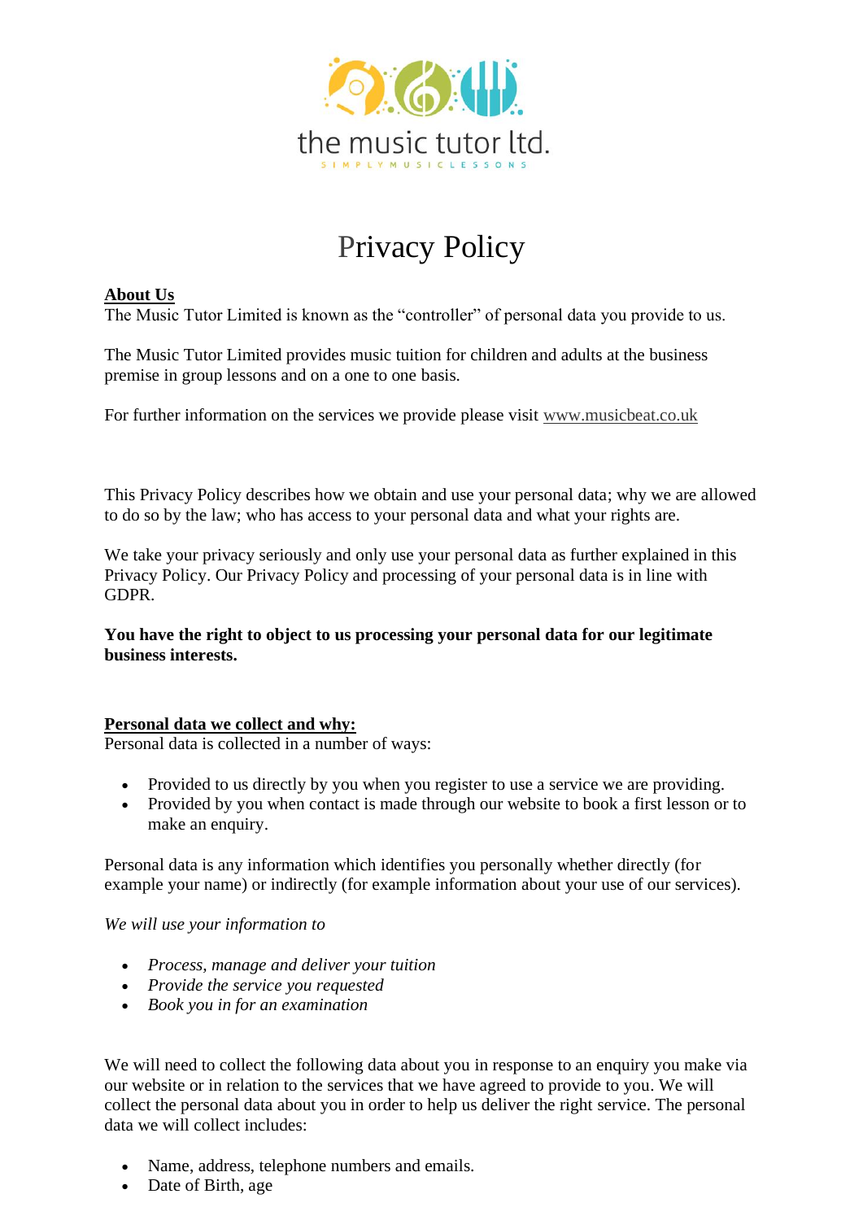the music tutor ltd.

SIMPLY MUSIC LESSONS

# Privacy Policy

**About Us**

The Music Tutor Limited is known as the "controller" of personal data you provide to us.

The Music Tutor Limited provides music tuition for children and adults at the business premise in group lessons and on a one to one basis.

For further information on the services we provide please visit www.musicbeat.co.uk

This Privacy Policy describes how we obtain and use your personal data; why we are allowed to do so by the law; who has access to your personal data and what your rights are.

We take your privacy seriously and only use your personal data as further explained in this Privacy Policy. Our Privacy Policy and processing of your personal data is in line with GDPR.

**You have the right to object to us processing your personal data for our legitimate business interests.**

**Personal data we collect and why:**

Personal data is collected in a number of ways:

- Provided to us directly by you when you register to use a service we are providing.
- Provided by you when contact is made through our website to book a first lesson or to make an enquiry.

Personal data is any information which identifies you personally whether directly (for example your name) or indirectly (for example information about your use of our services).

*We will use your information to*

- *Process, manage and deliver your tuition*
- *Provide the service you requested*
- *Book you in for an examination*

We will need to collect the following data about you in response to an enquiry you make via our website or in relation to the services that we have agreed to provide to you. We will collect the personal data about you in order to help us deliver the right service. The personal data we will collect includes:

- Name, address, telephone numbers and emails.
- Date of Birth, age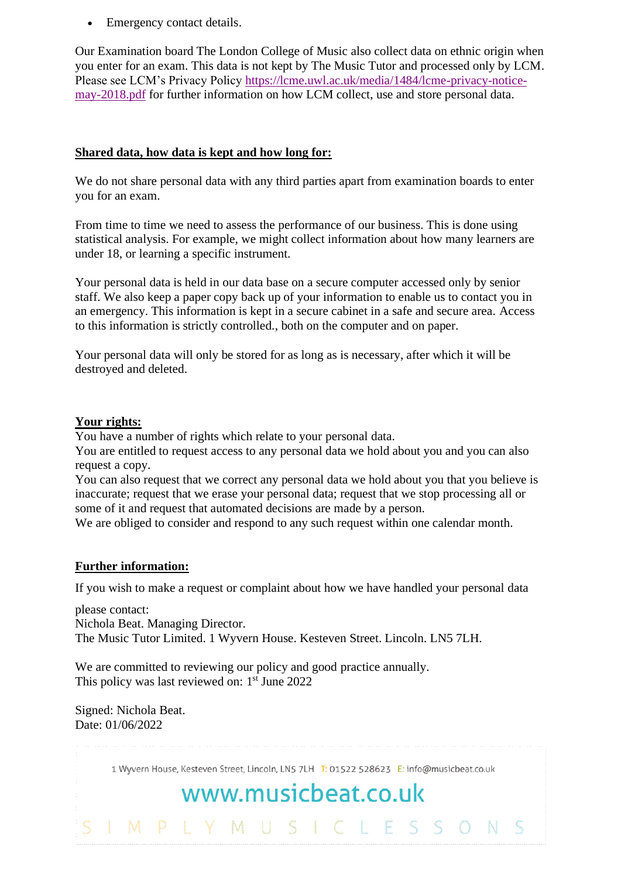- Emergency contact details.

Our Examination board The London College of Music also collect data on ethnic origin when you enter for an exam. This data is not kept by The Music Tutor and processed only by LCM. Please see LCM's Privacy Policy [https://lcme.uwl.ac.uk/media/1484/lcme-privacy-notice-may-2018.pdf](https://lcme.uwl.ac.uk/media/1484/lcme-privacy-notice-may-2018.pdf) for further information on how LCM collect, use and store personal data.

**Shared data, how data is kept and how long for:**

We do not share personal data with any third parties apart from examination boards to enter you for an exam.

From time to time we need to assess the performance of our business. This is done using statistical analysis. For example, we might collect information about how many learners are under 18, or learning a specific instrument.

Your personal data is held in our data base on a secure computer accessed only by senior staff. We also keep a paper copy back up of your information to enable us to contact you in an emergency. This information is kept in a secure cabinet in a safe and secure area. Access to this information is strictly controlled., both on the computer and on paper.

Your personal data will only be stored for as long as is necessary, after which it will be destroyed and deleted.

**Your rights:**

You have a number of rights which relate to your personal data.
You are entitled to request access to any personal data we hold about you and you can also request a copy.
You can also request that we correct any personal data we hold about you that you believe is inaccurate; request that we erase your personal data; request that we stop processing all or some of it and request that automated decisions are made by a person.
We are obliged to consider and respond to any such request within one calendar month.

**Further information:**

If you wish to make a request or complaint about how we have handled your personal data

please contact:
Nichola Beat. Managing Director.
The Music Tutor Limited. 1 Wyvern House. Kesteven Street. Lincoln. LN5 7LH.

We are committed to reviewing our policy and good practice annually.
This policy was last reviewed on: 1st June 2022

Signed: Nichola Beat.
Date: 01/06/2022

1 Wyvern House, Kesteven Street, Lincoln, LN5 7LH T: 01522 528623 E: info@musicbeat.co.uk

www.musicbeat.co.uk

SIMPLY MUSIC LESSONS